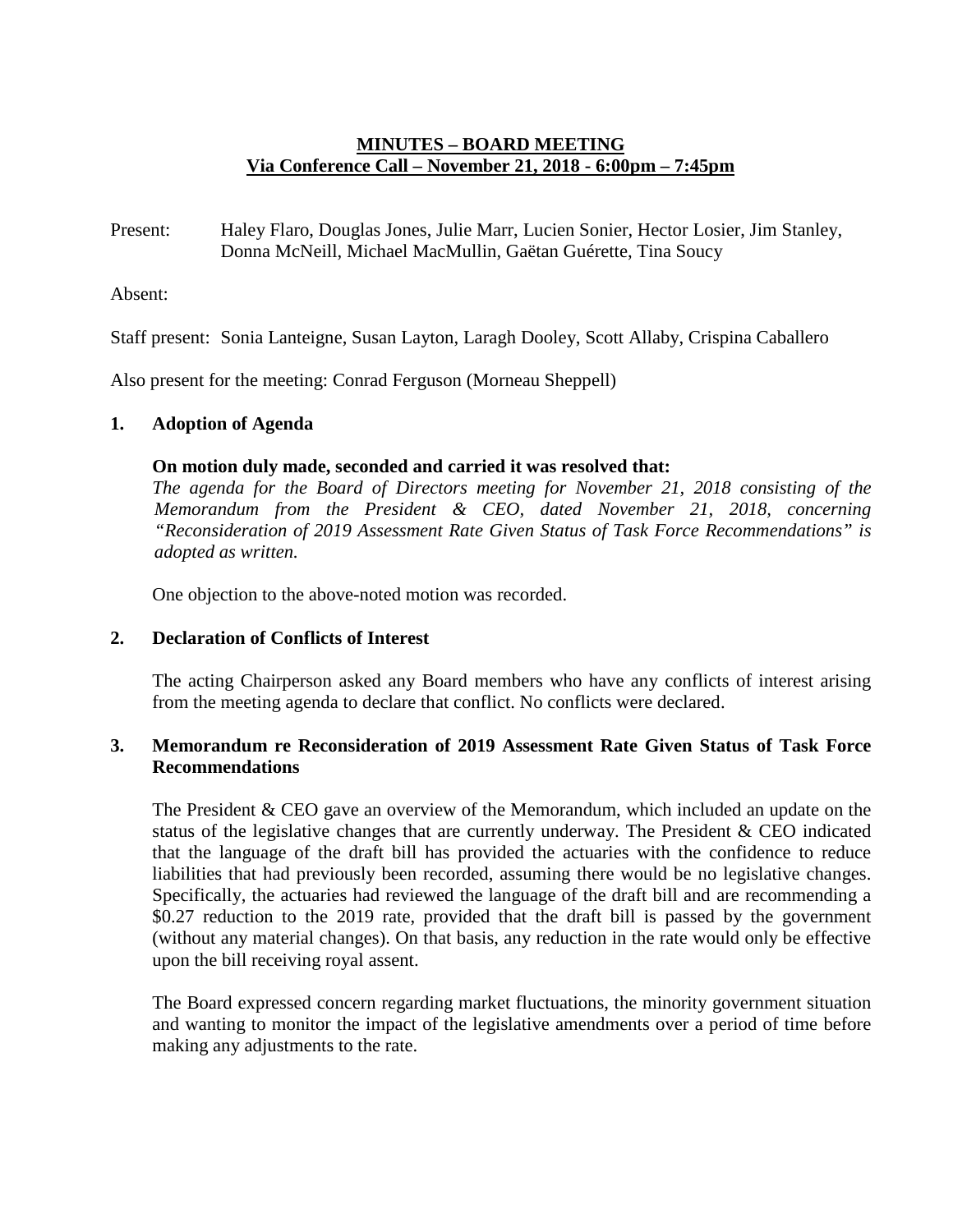# MINUTES – BOARD MEETING
## Via Conference Call – November 21, 2018 - 6:00pm – 7:45pm

Present: Haley Flaro, Douglas Jones, Julie Marr, Lucien Sonier, Hector Losier, Jim Stanley, Donna McNeill, Michael MacMullin, Gaëtan Guérette, Tina Soucy

Absent:

Staff present: Sonia Lanteigne, Susan Layton, Laragh Dooley, Scott Allaby, Crispina Caballero

Also present for the meeting: Conrad Ferguson (Morneau Sheppell)

### 1. Adoption of Agenda

**On motion duly made, seconded and carried it was resolved that:**
*The agenda for the Board of Directors meeting for November 21, 2018 consisting of the Memorandum from the President & CEO, dated November 21, 2018, concerning "Reconsideration of 2019 Assessment Rate Given Status of Task Force Recommendations" is adopted as written.*

One objection to the above-noted motion was recorded.

### 2. Declaration of Conflicts of Interest

The acting Chairperson asked any Board members who have any conflicts of interest arising from the meeting agenda to declare that conflict. No conflicts were declared.

### 3. Memorandum re Reconsideration of 2019 Assessment Rate Given Status of Task Force Recommendations

The President & CEO gave an overview of the Memorandum, which included an update on the status of the legislative changes that are currently underway. The President & CEO indicated that the language of the draft bill has provided the actuaries with the confidence to reduce liabilities that had previously been recorded, assuming there would be no legislative changes. Specifically, the actuaries had reviewed the language of the draft bill and are recommending a $0.27 reduction to the 2019 rate, provided that the draft bill is passed by the government (without any material changes). On that basis, any reduction in the rate would only be effective upon the bill receiving royal assent.

The Board expressed concern regarding market fluctuations, the minority government situation and wanting to monitor the impact of the legislative amendments over a period of time before making any adjustments to the rate.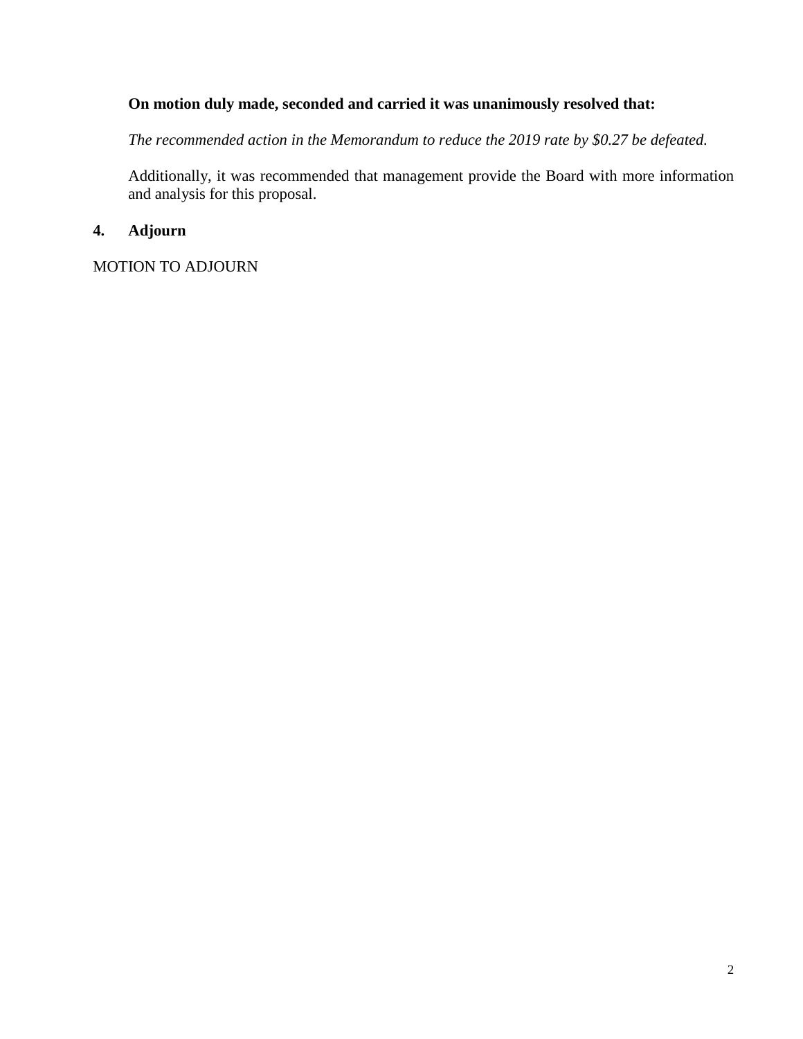**On motion duly made, seconded and carried it was unanimously resolved that:**

*The recommended action in the Memorandum to reduce the 2019 rate by $0.27 be defeated.*

Additionally, it was recommended that management provide the Board with more information and analysis for this proposal.

## 4. Adjourn

MOTION TO ADJOURN